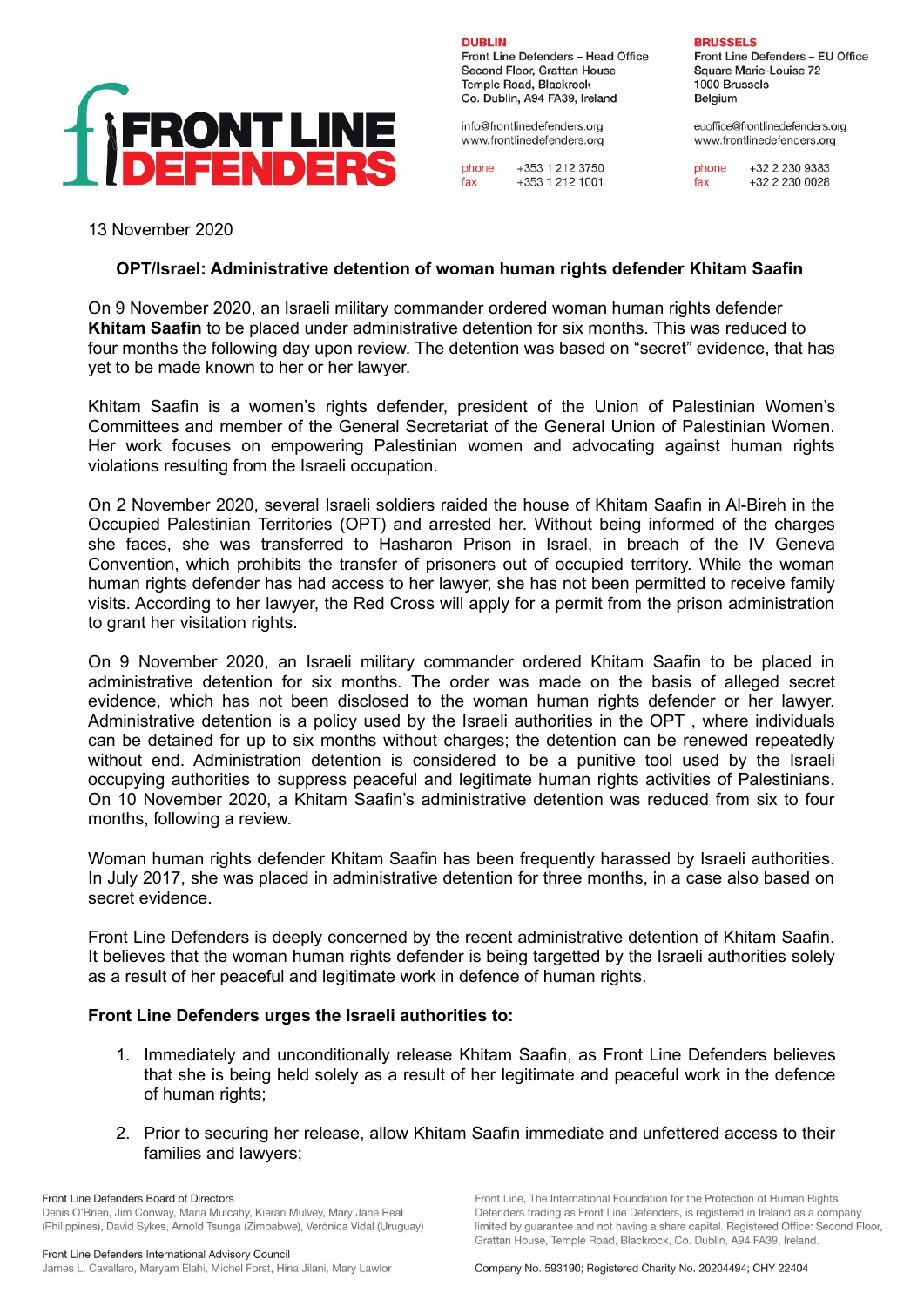**DUBLIN**
Front Line Defenders – Head Office
Second Floor, Grattan House
Temple Road, Blackrock
Co. Dublin, A94 FA39, Ireland

info@frontlinedefenders.org
www.frontlinedefenders.org

phone +353 1 212 3750
fax +353 1 212 1001

**BRUSSELS**
Front Line Defenders – EU Office
Square Marie-Louise 72
1000 Brussels
Belgium

euoffice@frontlinedefenders.org
www.frontlinedefenders.org

phone +32 2 230 9383
fax +32 2 230 0028

13 November 2020

## OPT/Israel: Administrative detention of woman human rights defender Khitam Saafin

On 9 November 2020, an Israeli military commander ordered woman human rights defender **Khitam Saafin** to be placed under administrative detention for six months. This was reduced to four months the following day upon review. The detention was based on “secret” evidence, that has yet to be made known to her or her lawyer.

Khitam Saafin is a women’s rights defender, president of the Union of Palestinian Women’s Committees and member of the General Secretariat of the General Union of Palestinian Women. Her work focuses on empowering Palestinian women and advocating against human rights violations resulting from the Israeli occupation.

On 2 November 2020, several Israeli soldiers raided the house of Khitam Saafin in Al-Bireh in the Occupied Palestinian Territories (OPT) and arrested her. Without being informed of the charges she faces, she was transferred to Hasharon Prison in Israel, in breach of the IV Geneva Convention, which prohibits the transfer of prisoners out of occupied territory. While the woman human rights defender has had access to her lawyer, she has not been permitted to receive family visits. According to her lawyer, the Red Cross will apply for a permit from the prison administration to grant her visitation rights.

On 9 November 2020, an Israeli military commander ordered Khitam Saafin to be placed in administrative detention for six months. The order was made on the basis of alleged secret evidence, which has not been disclosed to the woman human rights defender or her lawyer. Administrative detention is a policy used by the Israeli authorities in the OPT , where individuals can be detained for up to six months without charges; the detention can be renewed repeatedly without end. Administration detention is considered to be a punitive tool used by the Israeli occupying authorities to suppress peaceful and legitimate human rights activities of Palestinians. On 10 November 2020, a Khitam Saafin’s administrative detention was reduced from six to four months, following a review.

Woman human rights defender Khitam Saafin has been frequently harassed by Israeli authorities. In July 2017, she was placed in administrative detention for three months, in a case also based on secret evidence.

Front Line Defenders is deeply concerned by the recent administrative detention of Khitam Saafin. It believes that the woman human rights defender is being targetted by the Israeli authorities solely as a result of her peaceful and legitimate work in defence of human rights.

**Front Line Defenders urges the Israeli authorities to:**

1. Immediately and unconditionally release Khitam Saafin, as Front Line Defenders believes that she is being held solely as a result of her legitimate and peaceful work in the defence of human rights;

2. Prior to securing her release, allow Khitam Saafin immediate and unfettered access to their families and lawyers;

Front Line Defenders Board of Directors
Denis O’Brien, Jim Conway, Maria Mulcahy, Kieran Mulvey, Mary Jane Real (Philippines), David Sykes, Arnold Tsunga (Zimbabwe), Verónica Vidal (Uruguay)

Front Line Defenders International Advisory Council
James L. Cavallaro, Maryam Elahi, Michel Forst, Hina Jilani, Mary Lawlor

Front Line, The International Foundation for the Protection of Human Rights Defenders trading as Front Line Defenders, is registered in Ireland as a company limited by guarantee and not having a share capital. Registered Office: Second Floor, Grattan House, Temple Road, Blackrock, Co. Dublin, A94 FA39, Ireland.

Company No. 593190; Registered Charity No. 20204494; CHY 22404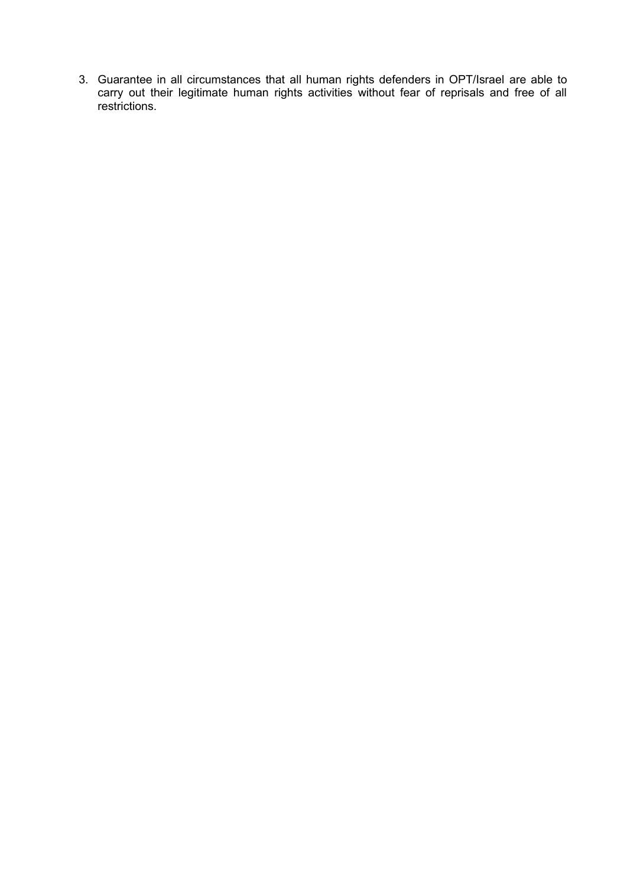3. Guarantee in all circumstances that all human rights defenders in OPT/Israel are able to carry out their legitimate human rights activities without fear of reprisals and free of all restrictions.